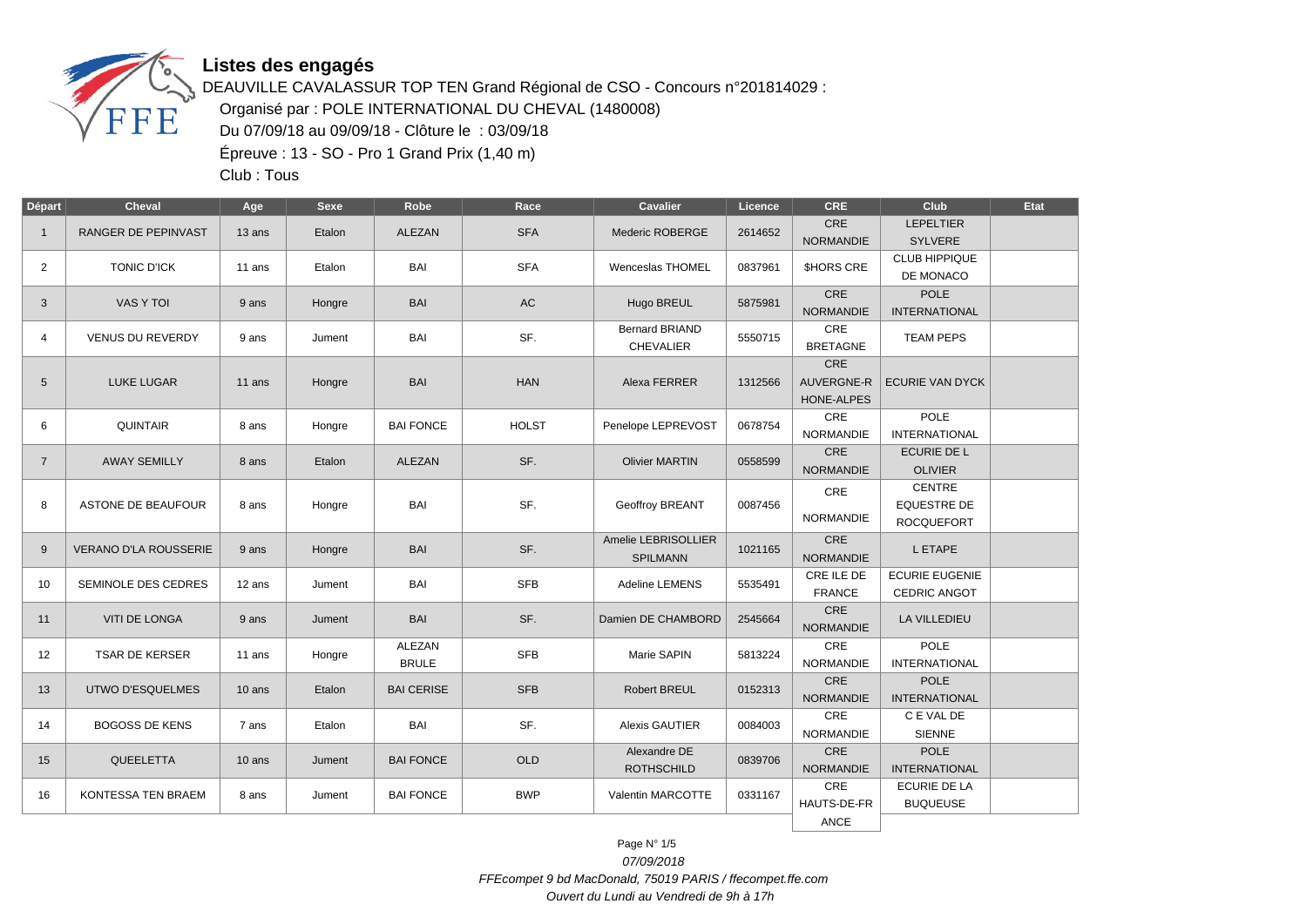# Listes des engagés

DEAUVILLE CAVALASSUR TOP TEN Grand Régional de CSO - Concours n°201814029 :

Organisé par : POLE INTERNATIONAL DU CHEVAL (1480008)

Du 07/09/18 au 09/09/18 - Clôture le : 03/09/18

Épreuve : 13 - SO - Pro 1 Grand Prix (1,40 m)

Club : Tous

| Départ | Cheval | Age | Sexe | Robe | Race | Cavalier | Licence | CRE | Club | Etat |
|---|---|---|---|---|---|---|---|---|---|---|
| 1 | RANGER DE PEPINVAST | 13 ans | Etalon | ALEZAN | SFA | Mederic ROBERGE | 2614652 | CRE NORMANDIE | LEPELTIER SYLVERE | |
| 2 | TONIC D'ICK | 11 ans | Etalon | BAI | SFA | Wenceslas THOMEL | 0837961 | $HORS CRE | CLUB HIPPIQUE DE MONACO | |
| 3 | VAS Y TOI | 9 ans | Hongre | BAI | AC | Hugo BREUL | 5875981 | CRE NORMANDIE | POLE INTERNATIONAL | |
| 4 | VENUS DU REVERDY | 9 ans | Jument | BAI | SF. | Bernard BRIAND CHEVALIER | 5550715 | CRE BRETAGNE | TEAM PEPS | |
| 5 | LUKE LUGAR | 11 ans | Hongre | BAI | HAN | Alexa FERRER | 1312566 | CRE AUVERGNE-RHONE-ALPES | ECURIE VAN DYCK | |
| 6 | QUINTAIR | 8 ans | Hongre | BAI FONCE | HOLST | Penelope LEPREVOST | 0678754 | CRE NORMANDIE | POLE INTERNATIONAL | |
| 7 | AWAY SEMILLY | 8 ans | Etalon | ALEZAN | SF. | Olivier MARTIN | 0558599 | CRE NORMANDIE | ECURIE DE L OLIVIER | |
| 8 | ASTONE DE BEAUFOUR | 8 ans | Hongre | BAI | SF. | Geoffroy BREANT | 0087456 | CRE NORMANDIE | CENTRE EQUESTRE DE ROCQUEFORT | |
| 9 | VERANO D'LA ROUSSERIE | 9 ans | Hongre | BAI | SF. | Amelie LEBRISOLLIER SPILMANN | 1021165 | CRE NORMANDIE | L ETAPE | |
| 10 | SEMINOLE DES CEDRES | 12 ans | Jument | BAI | SFB | Adeline LEMENS | 5535491 | CRE ILE DE FRANCE | ECURIE EUGENIE CEDRIC ANGOT | |
| 11 | VITI DE LONGA | 9 ans | Jument | BAI | SF. | Damien DE CHAMBORD | 2545664 | CRE NORMANDIE | LA VILLEDIEU | |
| 12 | TSAR DE KERSER | 11 ans | Hongre | ALEZAN BRULE | SFB | Marie SAPIN | 5813224 | CRE NORMANDIE | POLE INTERNATIONAL | |
| 13 | UTWO D'ESQUELMES | 10 ans | Etalon | BAI CERISE | SFB | Robert BREUL | 0152313 | CRE NORMANDIE | POLE INTERNATIONAL | |
| 14 | BOGOSS DE KENS | 7 ans | Etalon | BAI | SF. | Alexis GAUTIER | 0084003 | CRE NORMANDIE | C E VAL DE SIENNE | |
| 15 | QUEELETTA | 10 ans | Jument | BAI FONCE | OLD | Alexandre DE ROTHSCHILD | 0839706 | CRE NORMANDIE | POLE INTERNATIONAL | |
| 16 | KONTESSA TEN BRAEM | 8 ans | Jument | BAI FONCE | BWP | Valentin MARCOTTE | 0331167 | CRE HAUTS-DE-FRANCE | ECURIE DE LA BUQUEUSE | |

*07/09/2018*

*FFEcompet 9 bd MacDonald, 75019 PARIS / ffecompet.ffe.com*

*Ouvert du Lundi au Vendredi de 9h à 17h*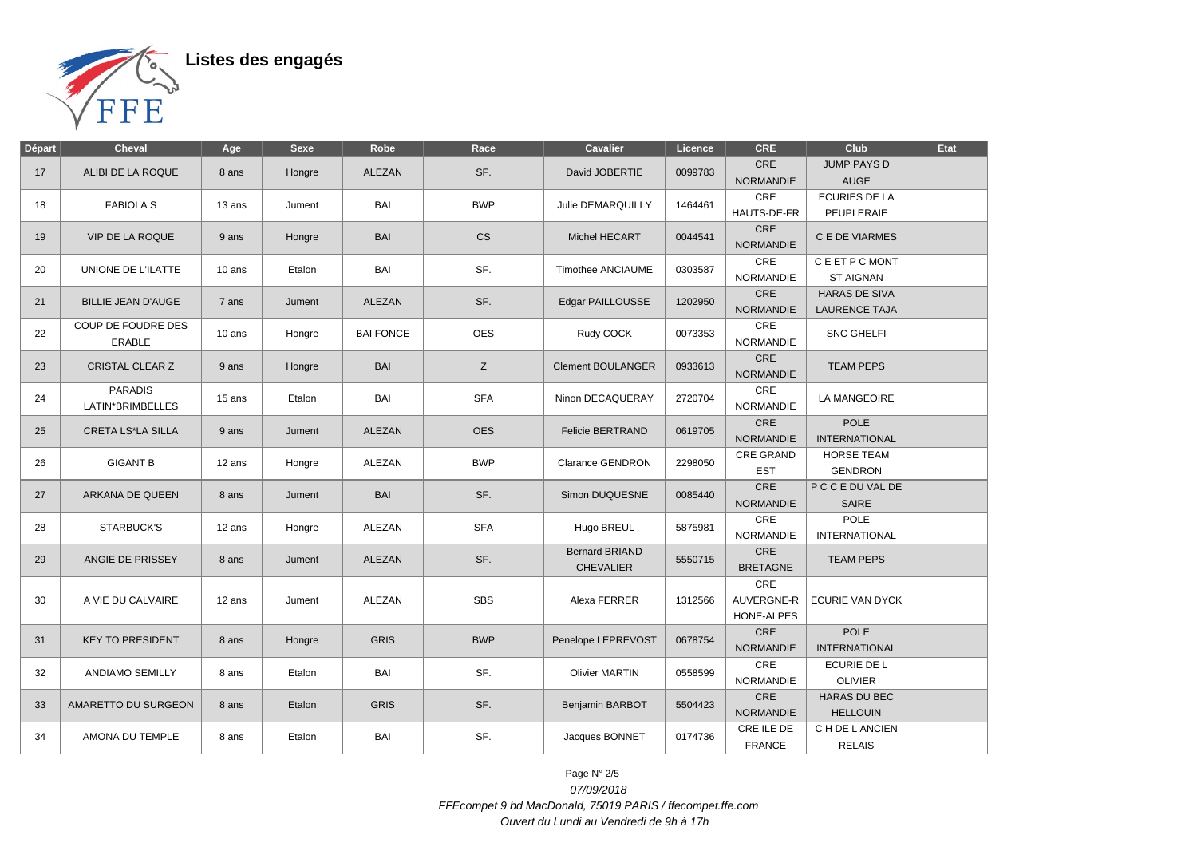# Listes des engagés

| Départ | Cheval | Age | Sexe | Robe | Race | Cavalier | Licence | CRE | Club | Etat |
|---|---|---|---|---|---|---|---|---|---|---|
| 17 | ALIBI DE LA ROQUE | 8 ans | Hongre | ALEZAN | SF. | David JOBERTIE | 0099783 | CRE NORMANDIE | JUMP PAYS D AUGE | |
| 18 | FABIOLA S | 13 ans | Jument | BAI | BWP | Julie DEMARQUILLY | 1464461 | CRE HAUTS-DE-FR | ECURIES DE LA PEUPLERAIE | |
| 19 | VIP DE LA ROQUE | 9 ans | Hongre | BAI | CS | Michel HECART | 0044541 | CRE NORMANDIE | C E DE VIARMES | |
| 20 | UNIONE DE L'ILATTE | 10 ans | Etalon | BAI | SF. | Timothee ANCIAUME | 0303587 | CRE NORMANDIE | C E ET P C MONT ST AIGNAN | |
| 21 | BILLIE JEAN D'AUGE | 7 ans | Jument | ALEZAN | SF. | Edgar PAILLOUSSE | 1202950 | CRE NORMANDIE | HARAS DE SIVA LAURENCE TAJA | |
| 22 | COUP DE FOUDRE DES ERABLE | 10 ans | Hongre | BAI FONCE | OES | Rudy COCK | 0073353 | CRE NORMANDIE | SNC GHELFI | |
| 23 | CRISTAL CLEAR Z | 9 ans | Hongre | BAI | Z | Clement BOULANGER | 0933613 | CRE NORMANDIE | TEAM PEPS | |
| 24 | PARADIS LATIN*BRIMBELLES | 15 ans | Etalon | BAI | SFA | Ninon DECAQUERAY | 2720704 | CRE NORMANDIE | LA MANGEOIRE | |
| 25 | CRETA LS*LA SILLA | 9 ans | Jument | ALEZAN | OES | Felicie BERTRAND | 0619705 | CRE NORMANDIE | POLE INTERNATIONAL | |
| 26 | GIGANT B | 12 ans | Hongre | ALEZAN | BWP | Clarance GENDRON | 2298050 | CRE GRAND EST | HORSE TEAM GENDRON | |
| 27 | ARKANA DE QUEEN | 8 ans | Jument | BAI | SF. | Simon DUQUESNE | 0085440 | CRE NORMANDIE | P C C E DU VAL DE SAIRE | |
| 28 | STARBUCK'S | 12 ans | Hongre | ALEZAN | SFA | Hugo BREUL | 5875981 | CRE NORMANDIE | POLE INTERNATIONAL | |
| 29 | ANGIE DE PRISSEY | 8 ans | Jument | ALEZAN | SF. | Bernard BRIAND CHEVALIER | 5550715 | CRE BRETAGNE | TEAM PEPS | |
| 30 | A VIE DU CALVAIRE | 12 ans | Jument | ALEZAN | SBS | Alexa FERRER | 1312566 | CRE AUVERGNE-RHONE-ALPES | ECURIE VAN DYCK | |
| 31 | KEY TO PRESIDENT | 8 ans | Hongre | GRIS | BWP | Penelope LEPREVOST | 0678754 | CRE NORMANDIE | POLE INTERNATIONAL | |
| 32 | ANDIAMO SEMILLY | 8 ans | Etalon | BAI | SF. | Olivier MARTIN | 0558599 | CRE NORMANDIE | ECURIE DE L OLIVIER | |
| 33 | AMARETTO DU SURGEON | 8 ans | Etalon | GRIS | SF. | Benjamin BARBOT | 5504423 | CRE NORMANDIE | HARAS DU BEC HELLOUIN | |
| 34 | AMONA DU TEMPLE | 8 ans | Etalon | BAI | SF. | Jacques BONNET | 0174736 | CRE ILE DE FRANCE | C H DE L ANCIEN RELAIS | |

*07/09/2018*

*FFEcompet 9 bd MacDonald, 75019 PARIS / ffecompet.ffe.com*

*Ouvert du Lundi au Vendredi de 9h à 17h*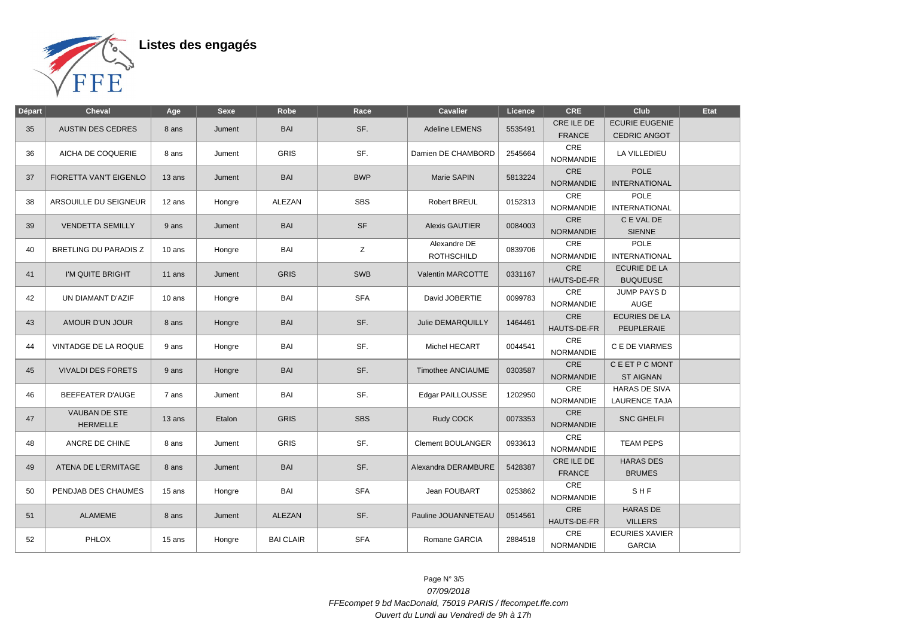# Listes des engagés

| Départ | Cheval | Age | Sexe | Robe | Race | Cavalier | Licence | CRE | Club | Etat |
|---|---|---|---|---|---|---|---|---|---|---|
| 35 | AUSTIN DES CEDRES | 8 ans | Jument | BAI | SF. | Adeline LEMENS | 5535491 | CRE ILE DE FRANCE | ECURIE EUGENIE CEDRIC ANGOT | |
| 36 | AICHA DE COQUERIE | 8 ans | Jument | GRIS | SF. | Damien DE CHAMBORD | 2545664 | CRE NORMANDIE | LA VILLEDIEU | |
| 37 | FIORETTA VAN'T EIGENLO | 13 ans | Jument | BAI | BWP | Marie SAPIN | 5813224 | CRE NORMANDIE | POLE INTERNATIONAL | |
| 38 | ARSOUILLE DU SEIGNEUR | 12 ans | Hongre | ALEZAN | SBS | Robert BREUL | 0152313 | CRE NORMANDIE | POLE INTERNATIONAL | |
| 39 | VENDETTA SEMILLY | 9 ans | Jument | BAI | SF | Alexis GAUTIER | 0084003 | CRE NORMANDIE | C E VAL DE SIENNE | |
| 40 | BRETLING DU PARADIS Z | 10 ans | Hongre | BAI | Z | Alexandre DE ROTHSCHILD | 0839706 | CRE NORMANDIE | POLE INTERNATIONAL | |
| 41 | I'M QUITE BRIGHT | 11 ans | Jument | GRIS | SWB | Valentin MARCOTTE | 0331167 | CRE HAUTS-DE-FR | ECURIE DE LA BUQUEUSE | |
| 42 | UN DIAMANT D'AZIF | 10 ans | Hongre | BAI | SFA | David JOBERTIE | 0099783 | CRE NORMANDIE | JUMP PAYS D AUGE | |
| 43 | AMOUR D'UN JOUR | 8 ans | Hongre | BAI | SF. | Julie DEMARQUILLY | 1464461 | CRE HAUTS-DE-FR | ECURIES DE LA PEUPLERAIE | |
| 44 | VINTADGE DE LA ROQUE | 9 ans | Hongre | BAI | SF. | Michel HECART | 0044541 | CRE NORMANDIE | C E DE VIARMES | |
| 45 | VIVALDI DES FORETS | 9 ans | Hongre | BAI | SF. | Timothee ANCIAUME | 0303587 | CRE NORMANDIE | C E ET P C MONT ST AIGNAN | |
| 46 | BEEFEATER D'AUGE | 7 ans | Jument | BAI | SF. | Edgar PAILLOUSSE | 1202950 | CRE NORMANDIE | HARAS DE SIVA LAURENCE TAJA | |
| 47 | VAUBAN DE STE HERMELLE | 13 ans | Etalon | GRIS | SBS | Rudy COCK | 0073353 | CRE NORMANDIE | SNC GHELFI | |
| 48 | ANCRE DE CHINE | 8 ans | Jument | GRIS | SF. | Clement BOULANGER | 0933613 | CRE NORMANDIE | TEAM PEPS | |
| 49 | ATENA DE L'ERMITAGE | 8 ans | Jument | BAI | SF. | Alexandra DERAMBURE | 5428387 | CRE ILE DE FRANCE | HARAS DES BRUMES | |
| 50 | PENDJAB DES CHAUMES | 15 ans | Hongre | BAI | SFA | Jean FOUBART | 0253862 | CRE NORMANDIE | S H F | |
| 51 | ALAMEME | 8 ans | Jument | ALEZAN | SF. | Pauline JOUANNETEAU | 0514561 | CRE HAUTS-DE-FR | HARAS DE VILLERS | |
| 52 | PHLOX | 15 ans | Hongre | BAI CLAIR | SFA | Romane GARCIA | 2884518 | CRE NORMANDIE | ECURIES XAVIER GARCIA | |

*07/09/2018*

*FFEcompet 9 bd MacDonald, 75019 PARIS / ffecompet.ffe.com*

*Ouvert du Lundi au Vendredi de 9h à 17h*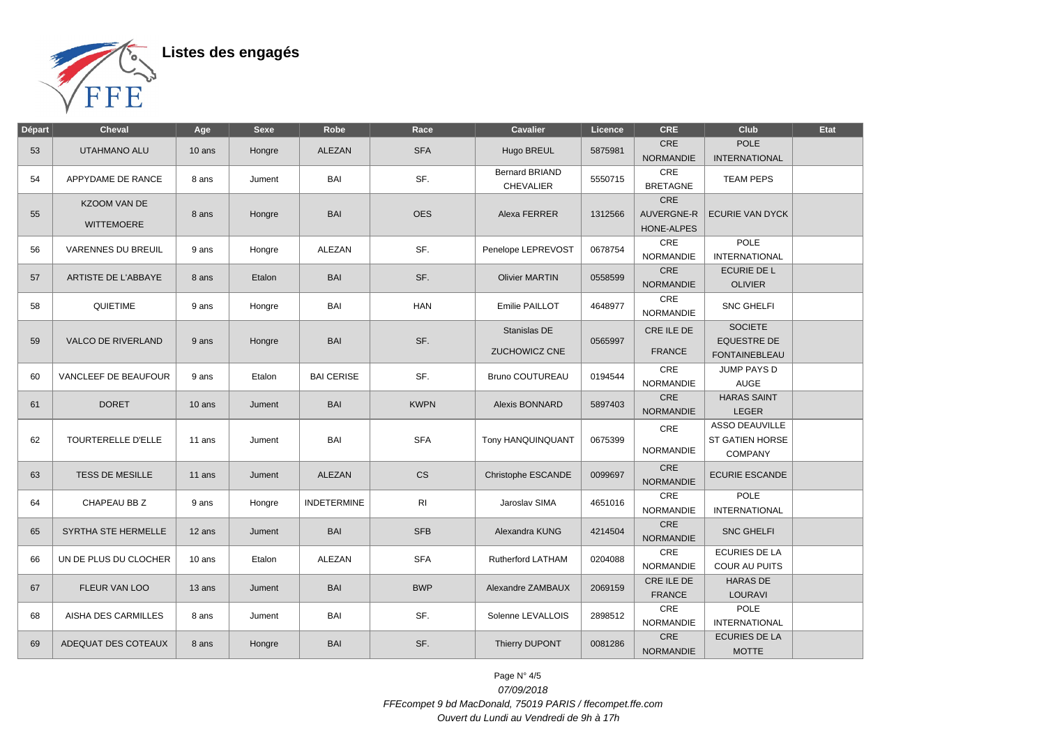# Listes des engagés

| Départ | Cheval | Age | Sexe | Robe | Race | Cavalier | Licence | CRE | Club | Etat |
|---|---|---|---|---|---|---|---|---|---|---|
| 53 | UTAHMANO ALU | 10 ans | Hongre | ALEZAN | SFA | Hugo BREUL | 5875981 | CRE NORMANDIE | POLE INTERNATIONAL | |
| 54 | APPYDAME DE RANCE | 8 ans | Jument | BAI | SF. | Bernard BRIAND CHEVALIER | 5550715 | CRE BRETAGNE | TEAM PEPS | |
| 55 | KZOOM VAN DE WITTEMOERE | 8 ans | Hongre | BAI | OES | Alexa FERRER | 1312566 | CRE AUVERGNE-RHONE-ALPES | ECURIE VAN DYCK | |
| 56 | VARENNES DU BREUIL | 9 ans | Hongre | ALEZAN | SF. | Penelope LEPREVOST | 0678754 | CRE NORMANDIE | POLE INTERNATIONAL | |
| 57 | ARTISTE DE L'ABBAYE | 8 ans | Etalon | BAI | SF. | Olivier MARTIN | 0558599 | CRE NORMANDIE | ECURIE DE L OLIVIER | |
| 58 | QUIETIME | 9 ans | Hongre | BAI | HAN | Emilie PAILLOT | 4648977 | CRE NORMANDIE | SNC GHELFI | |
| 59 | VALCO DE RIVERLAND | 9 ans | Hongre | BAI | SF. | Stanislas DE ZUCHOWICZ CNE | 0565997 | CRE ILE DE FRANCE | SOCIETE EQUESTRE DE FONTAINEBLEAU | |
| 60 | VANCLEEF DE BEAUFOUR | 9 ans | Etalon | BAI CERISE | SF. | Bruno COUTUREAU | 0194544 | CRE NORMANDIE | JUMP PAYS D AUGE | |
| 61 | DORET | 10 ans | Jument | BAI | KWPN | Alexis BONNARD | 5897403 | CRE NORMANDIE | HARAS SAINT LEGER | |
| 62 | TOURTERELLE D'ELLE | 11 ans | Jument | BAI | SFA | Tony HANQUINQUANT | 0675399 | CRE NORMANDIE | ASSO DEAUVILLE ST GATIEN HORSE COMPANY | |
| 63 | TESS DE MESILLE | 11 ans | Jument | ALEZAN | CS | Christophe ESCANDE | 0099697 | CRE NORMANDIE | ECURIE ESCANDE | |
| 64 | CHAPEAU BB Z | 9 ans | Hongre | INDETERMINE | RI | Jaroslav SIMA | 4651016 | CRE NORMANDIE | POLE INTERNATIONAL | |
| 65 | SYRTHA STE HERMELLE | 12 ans | Jument | BAI | SFB | Alexandra KUNG | 4214504 | CRE NORMANDIE | SNC GHELFI | |
| 66 | UN DE PLUS DU CLOCHER | 10 ans | Etalon | ALEZAN | SFA | Rutherford LATHAM | 0204088 | CRE NORMANDIE | ECURIES DE LA COUR AU PUITS | |
| 67 | FLEUR VAN LOO | 13 ans | Jument | BAI | BWP | Alexandre ZAMBAUX | 2069159 | CRE ILE DE FRANCE | HARAS DE LOURAVI | |
| 68 | AISHA DES CARMILLES | 8 ans | Jument | BAI | SF. | Solenne LEVALLOIS | 2898512 | CRE NORMANDIE | POLE INTERNATIONAL | |
| 69 | ADEQUAT DES COTEAUX | 8 ans | Hongre | BAI | SF. | Thierry DUPONT | 0081286 | CRE NORMANDIE | ECURIES DE LA MOTTE | |

*07/09/2018*

*FFEcompet 9 bd MacDonald, 75019 PARIS / ffecompet.ffe.com*

*Ouvert du Lundi au Vendredi de 9h à 17h*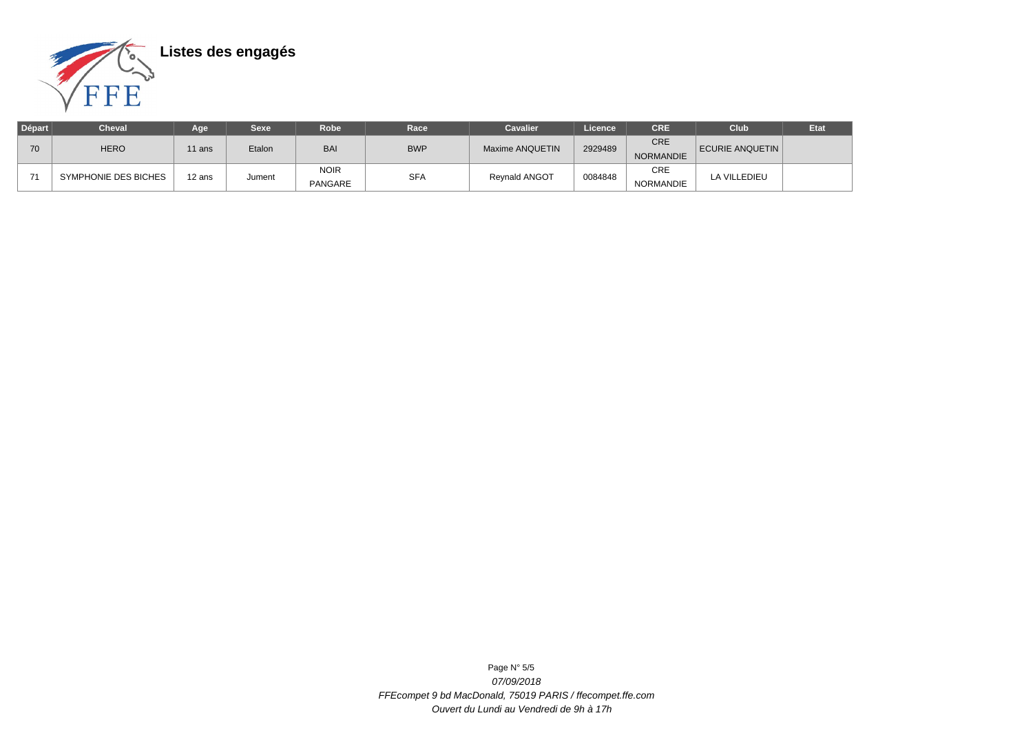# Listes des engagés

| Départ | Cheval | Age | Sexe | Robe | Race | Cavalier | Licence | CRE | Club | Etat |
|---|---|---|---|---|---|---|---|---|---|---|
| 70 | HERO | 11 ans | Etalon | BAI | BWP | Maxime ANQUETIN | 2929489 | CRE NORMANDIE | ECURIE ANQUETIN | |
| 71 | SYMPHONIE DES BICHES | 12 ans | Jument | NOIR PANGARE | SFA | Reynald ANGOT | 0084848 | CRE NORMANDIE | LA VILLEDIEU | |

*07/09/2018*

*FFEcompet 9 bd MacDonald, 75019 PARIS / ffecompet.ffe.com*

*Ouvert du Lundi au Vendredi de 9h à 17h*